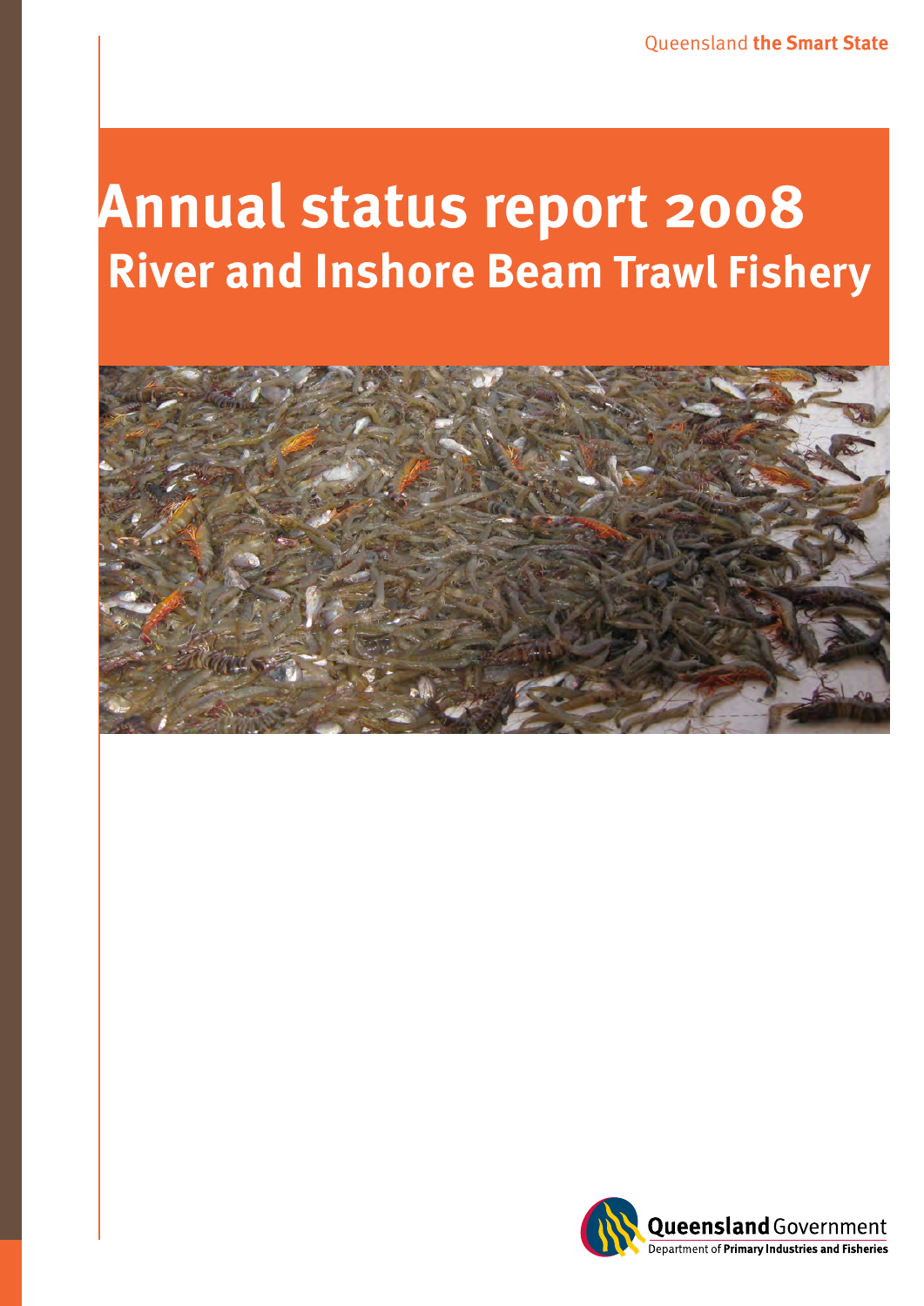Queensland **the Smart State**

# Annual status report 2008

## River and Inshore Beam Trawl Fishery

**Queensland** Government
Department of **Primary Industries and Fisheries**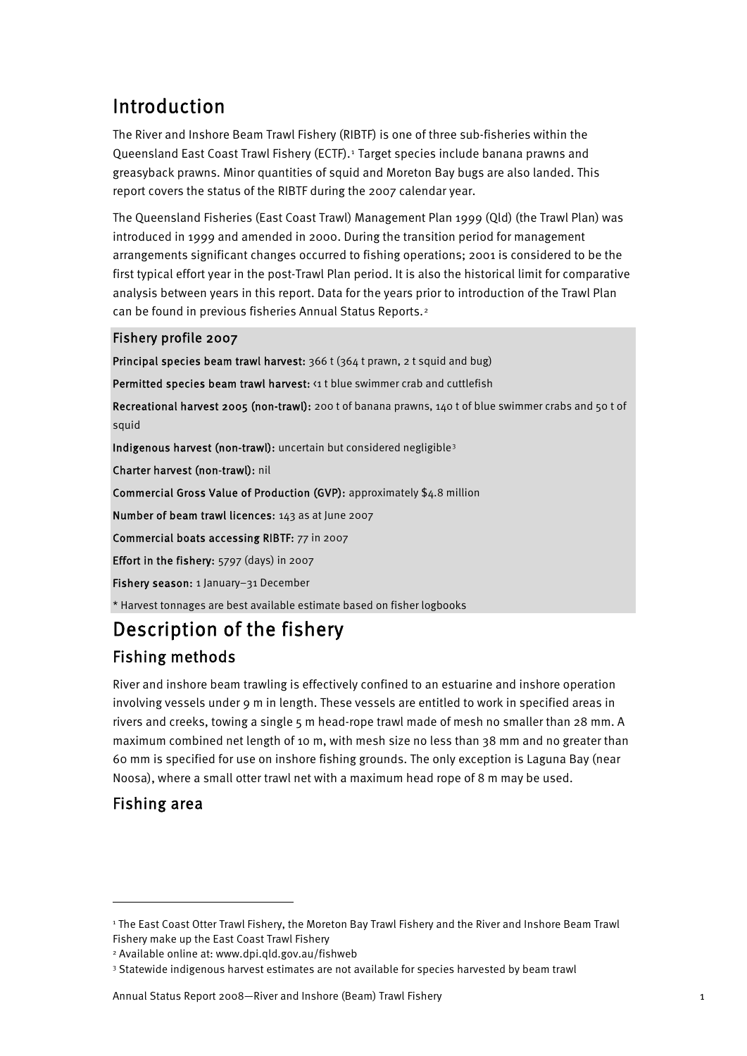# Introduction

The River and Inshore Beam Trawl Fishery (RIBTF) is one of three sub-fisheries within the Queensland East Coast Trawl Fishery (ECTF).[1] Target species include banana prawns and greasyback prawns. Minor quantities of squid and Moreton Bay bugs are also landed. This report covers the status of the RIBTF during the 2007 calendar year.

The Queensland Fisheries (East Coast Trawl) Management Plan 1999 (Qld) (the Trawl Plan) was introduced in 1999 and amended in 2000. During the transition period for management arrangements significant changes occurred to fishing operations; 2001 is considered to be the first typical effort year in the post-Trawl Plan period. It is also the historical limit for comparative analysis between years in this report. Data for the years prior to introduction of the Trawl Plan can be found in previous fisheries Annual Status Reports.[2]

**Fishery profile 2007**

**Principal species beam trawl harvest:** 366 t (364 t prawn, 2 t squid and bug)

**Permitted species beam trawl harvest:** <1 t blue swimmer crab and cuttlefish

**Recreational harvest 2005 (non-trawl):** 200 t of banana prawns, 140 t of blue swimmer crabs and 50 t of squid

**Indigenous harvest (non-trawl):** uncertain but considered negligible[3]

**Charter harvest (non-trawl):** nil

**Commercial Gross Value of Production (GVP):** approximately $4.8 million

**Number of beam trawl licences:** 143 as at June 2007

**Commercial boats accessing RIBTF:** 77 in 2007

**Effort in the fishery:** 5797 (days) in 2007

**Fishery season:** 1 January–31 December

\* Harvest tonnages are best available estimate based on fisher logbooks

# Description of the fishery

## Fishing methods

River and inshore beam trawling is effectively confined to an estuarine and inshore operation involving vessels under 9 m in length. These vessels are entitled to work in specified areas in rivers and creeks, towing a single 5 m head-rope trawl made of mesh no smaller than 28 mm. A maximum combined net length of 10 m, with mesh size no less than 38 mm and no greater than 60 mm is specified for use on inshore fishing grounds. The only exception is Laguna Bay (near Noosa), where a small otter trawl net with a maximum head rope of 8 m may be used.

## Fishing area

---

[1] The East Coast Otter Trawl Fishery, the Moreton Bay Trawl Fishery and the River and Inshore Beam Trawl Fishery make up the East Coast Trawl Fishery

[2] Available online at: www.dpi.qld.gov.au/fishweb

[3] Statewide indigenous harvest estimates are not available for species harvested by beam trawl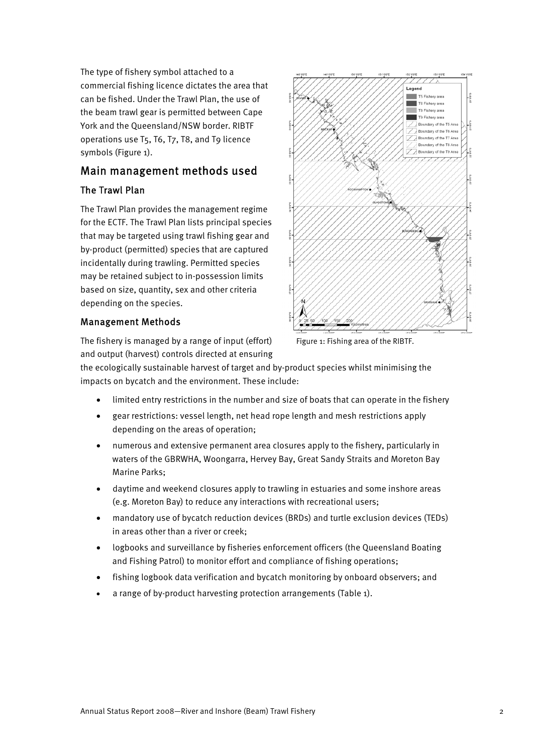The type of fishery symbol attached to a commercial fishing licence dictates the area that can be fished. Under the Trawl Plan, the use of the beam trawl gear is permitted between Cape York and the Queensland/NSW border. RIBTF operations use T5, T6, T7, T8, and T9 licence symbols (Figure 1).

Figure 1: Fishing area of the RIBTF.

## Main management methods used

### The Trawl Plan

The Trawl Plan provides the management regime for the ECTF. The Trawl Plan lists principal species that may be targeted using trawl fishing gear and by-product (permitted) species that are captured incidentally during trawling. Permitted species may be retained subject to in-possession limits based on size, quantity, sex and other criteria depending on the species.

### Management Methods

The fishery is managed by a range of input (effort) and output (harvest) controls directed at ensuring the ecologically sustainable harvest of target and by-product species whilst minimising the impacts on bycatch and the environment. These include:

- limited entry restrictions in the number and size of boats that can operate in the fishery
- gear restrictions: vessel length, net head rope length and mesh restrictions apply depending on the areas of operation;
- numerous and extensive permanent area closures apply to the fishery, particularly in waters of the GBRWHA, Woongarra, Hervey Bay, Great Sandy Straits and Moreton Bay Marine Parks;
- daytime and weekend closures apply to trawling in estuaries and some inshore areas (e.g. Moreton Bay) to reduce any interactions with recreational users;
- mandatory use of bycatch reduction devices (BRDs) and turtle exclusion devices (TEDs) in areas other than a river or creek;
- logbooks and surveillance by fisheries enforcement officers (the Queensland Boating and Fishing Patrol) to monitor effort and compliance of fishing operations;
- fishing logbook data verification and bycatch monitoring by onboard observers; and
- a range of by-product harvesting protection arrangements (Table 1).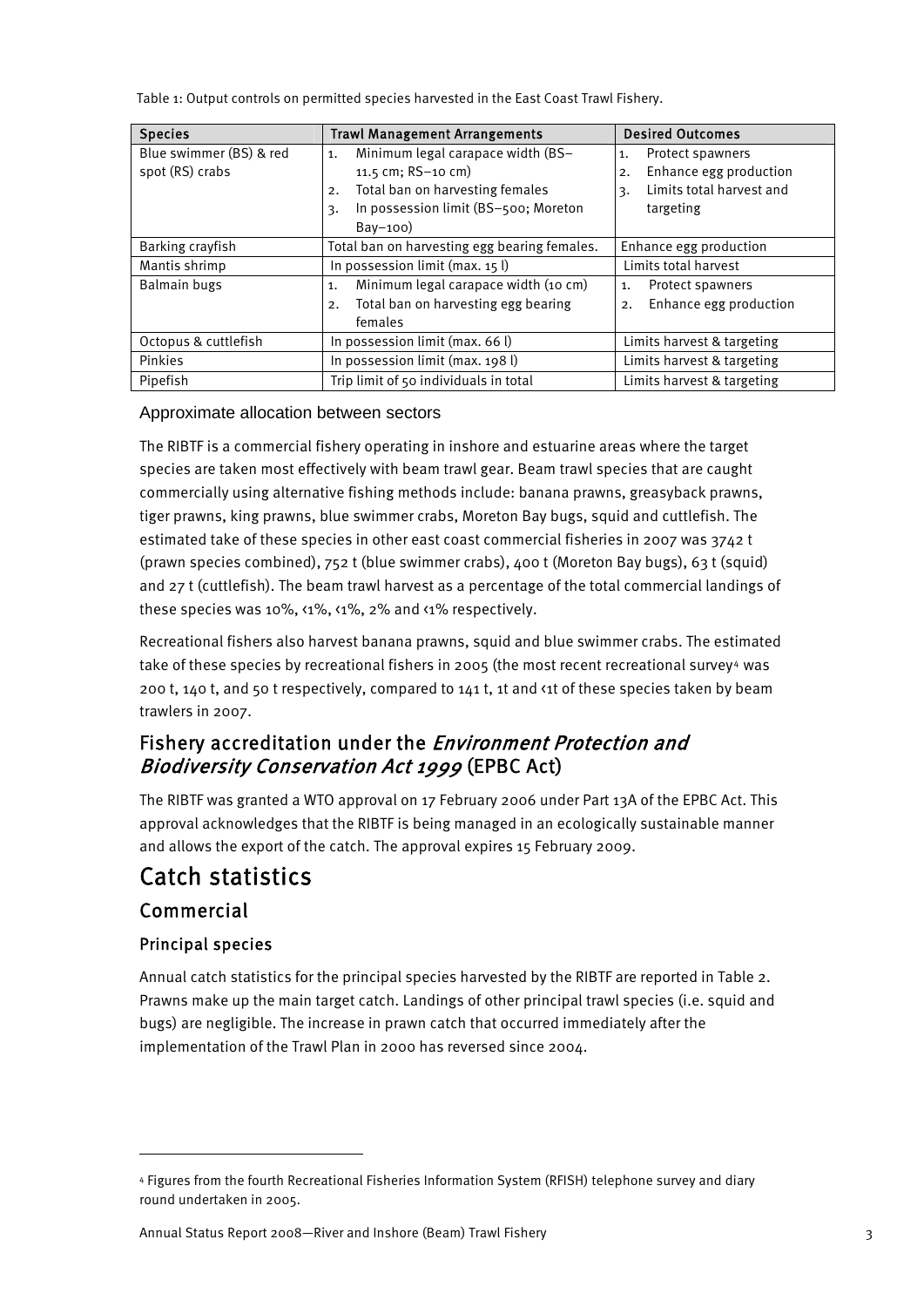Table 1: Output controls on permitted species harvested in the East Coast Trawl Fishery.

| Species | Trawl Management Arrangements | Desired Outcomes |
|---|---|---|
| Blue swimmer (BS) & red spot (RS) crabs | 1. Minimum legal carapace width (BS–11.5 cm; RS–10 cm)<br>2. Total ban on harvesting females<br>3. In possession limit (BS–500; Moreton Bay–100) | 1. Protect spawners<br>2. Enhance egg production<br>3. Limits total harvest and targeting |
| Barking crayfish | Total ban on harvesting egg bearing females. | Enhance egg production |
| Mantis shrimp | In possession limit (max. 15 l) | Limits total harvest |
| Balmain bugs | 1. Minimum legal carapace width (10 cm)<br>2. Total ban on harvesting egg bearing females | 1. Protect spawners<br>2. Enhance egg production |
| Octopus & cuttlefish | In possession limit (max. 66 l) | Limits harvest & targeting |
| Pinkies | In possession limit (max. 198 l) | Limits harvest & targeting |
| Pipefish | Trip limit of 50 individuals in total | Limits harvest & targeting |

### Approximate allocation between sectors

The RIBTF is a commercial fishery operating in inshore and estuarine areas where the target species are taken most effectively with beam trawl gear. Beam trawl species that are caught commercially using alternative fishing methods include: banana prawns, greasyback prawns, tiger prawns, king prawns, blue swimmer crabs, Moreton Bay bugs, squid and cuttlefish. The estimated take of these species in other east coast commercial fisheries in 2007 was 3742 t (prawn species combined), 752 t (blue swimmer crabs), 400 t (Moreton Bay bugs), 63 t (squid) and 27 t (cuttlefish). The beam trawl harvest as a percentage of the total commercial landings of these species was 10%, <1%, <1%, 2% and <1% respectively.

Recreational fishers also harvest banana prawns, squid and blue swimmer crabs. The estimated take of these species by recreational fishers in 2005 (the most recent recreational survey[4] was 200 t, 140 t, and 50 t respectively, compared to 141 t, 1t and <1t of these species taken by beam trawlers in 2007.

## Fishery accreditation under the *Environment Protection and Biodiversity Conservation Act 1999* (EPBC Act)

The RIBTF was granted a WTO approval on 17 February 2006 under Part 13A of the EPBC Act. This approval acknowledges that the RIBTF is being managed in an ecologically sustainable manner and allows the export of the catch. The approval expires 15 February 2009.

# Catch statistics

## Commercial

### Principal species

Annual catch statistics for the principal species harvested by the RIBTF are reported in Table 2. Prawns make up the main target catch. Landings of other principal trawl species (i.e. squid and bugs) are negligible. The increase in prawn catch that occurred immediately after the implementation of the Trawl Plan in 2000 has reversed since 2004.

---

[4] Figures from the fourth Recreational Fisheries Information System (RFISH) telephone survey and diary round undertaken in 2005.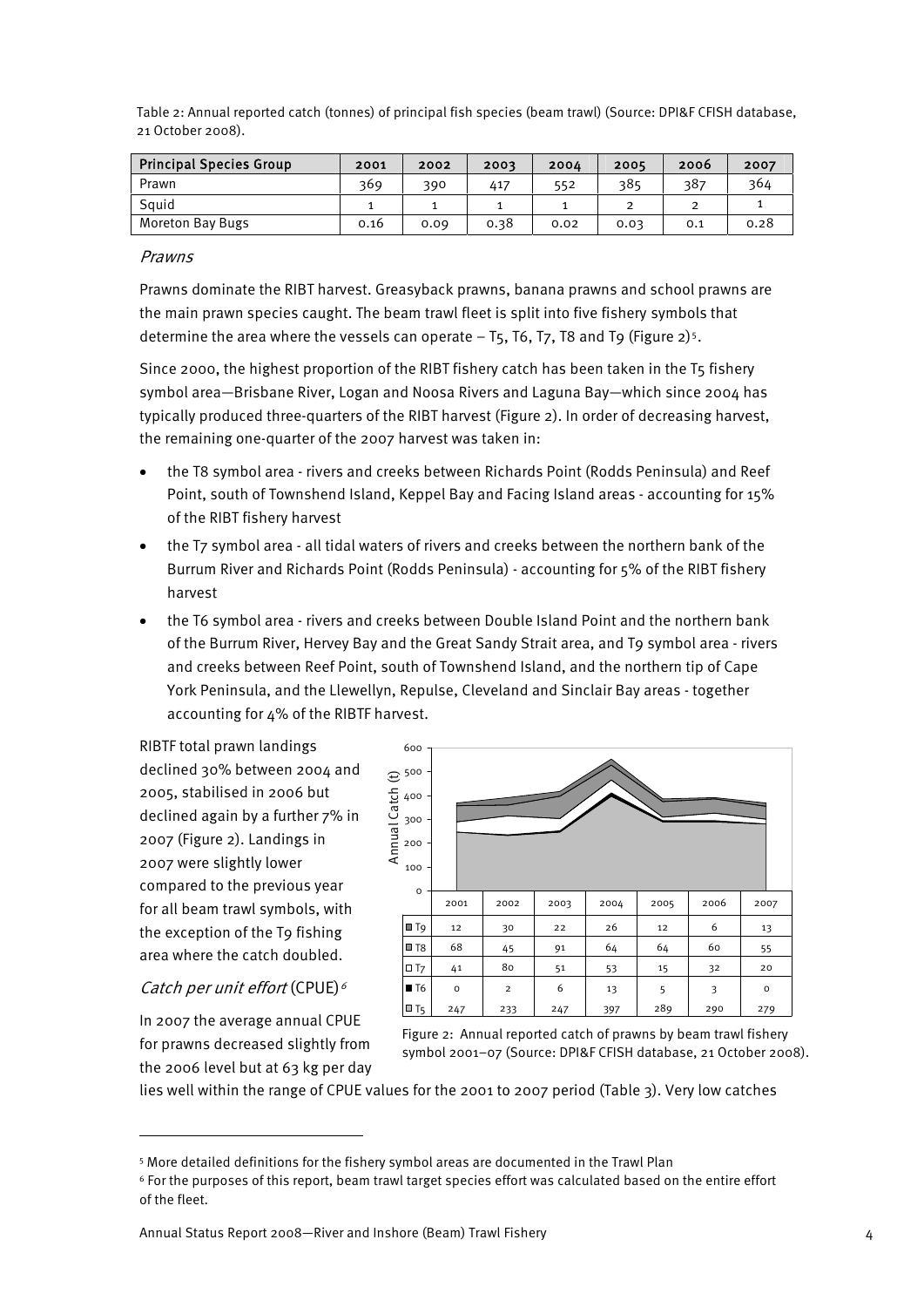Table 2: Annual reported catch (tonnes) of principal fish species (beam trawl) (Source: DPI&F CFISH database, 21 October 2008).

| Principal Species Group | 2001 | 2002 | 2003 | 2004 | 2005 | 2006 | 2007 |
|---|---|---|---|---|---|---|---|
| Prawn | 369 | 390 | 417 | 552 | 385 | 387 | 364 |
| Squid | 1 | 1 | 1 | 1 | 2 | 2 | 1 |
| Moreton Bay Bugs | 0.16 | 0.09 | 0.38 | 0.02 | 0.03 | 0.1 | 0.28 |

### *Prawns*

Prawns dominate the RIBT harvest. Greasyback prawns, banana prawns and school prawns are the main prawn species caught. The beam trawl fleet is split into five fishery symbols that determine the area where the vessels can operate – T5, T6, T7, T8 and T9 (Figure 2)[5].

Since 2000, the highest proportion of the RIBT fishery catch has been taken in the T5 fishery symbol area—Brisbane River, Logan and Noosa Rivers and Laguna Bay—which since 2004 has typically produced three-quarters of the RIBT harvest (Figure 2). In order of decreasing harvest, the remaining one-quarter of the 2007 harvest was taken in:

- the T8 symbol area - rivers and creeks between Richards Point (Rodds Peninsula) and Reef Point, south of Townshend Island, Keppel Bay and Facing Island areas - accounting for 15% of the RIBT fishery harvest
- the T7 symbol area - all tidal waters of rivers and creeks between the northern bank of the Burrum River and Richards Point (Rodds Peninsula) - accounting for 5% of the RIBT fishery harvest
- the T6 symbol area - rivers and creeks between Double Island Point and the northern bank of the Burrum River, Hervey Bay and the Great Sandy Strait area, and T9 symbol area - rivers and creeks between Reef Point, south of Townshend Island, and the northern tip of Cape York Peninsula, and the Llewellyn, Repulse, Cleveland and Sinclair Bay areas - together accounting for 4% of the RIBTF harvest.

RIBTF total prawn landings declined 30% between 2004 and 2005, stabilised in 2006 but declined again by a further 7% in 2007 (Figure 2). Landings in 2007 were slightly lower compared to the previous year for all beam trawl symbols, with the exception of the T9 fishing area where the catch doubled.

| | 2001 | 2002 | 2003 | 2004 | 2005 | 2006 | 2007 |
|---|---|---|---|---|---|---|---|
| T9 | 12 | 30 | 22 | 26 | 12 | 6 | 13 |
| T8 | 68 | 45 | 91 | 64 | 64 | 60 | 55 |
| T7 | 41 | 80 | 51 | 53 | 15 | 32 | 20 |
| T6 | 0 | 2 | 6 | 13 | 5 | 3 | 0 |
| T5 | 247 | 233 | 247 | 397 | 289 | 290 | 279 |

Figure 2: Annual reported catch of prawns by beam trawl fishery symbol 2001–07 (Source: DPI&F CFISH database, 21 October 2008).

### *Catch per unit effort* (CPUE)[6]

In 2007 the average annual CPUE for prawns decreased slightly from the 2006 level but at 63 kg per day lies well within the range of CPUE values for the 2001 to 2007 period (Table 3). Very low catches

---

[5] More detailed definitions for the fishery symbol areas are documented in the Trawl Plan

[6] For the purposes of this report, beam trawl target species effort was calculated based on the entire effort of the fleet.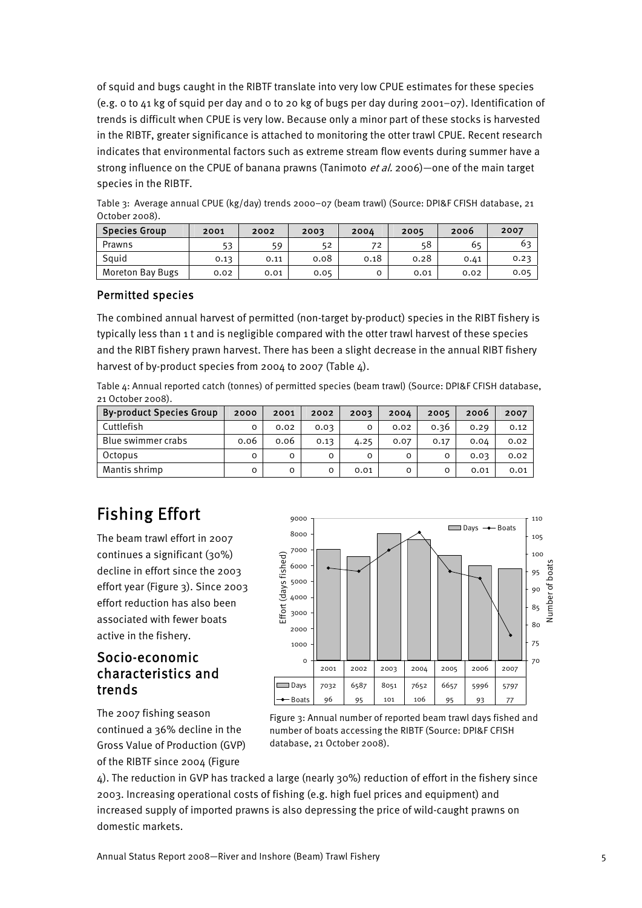of squid and bugs caught in the RIBTF translate into very low CPUE estimates for these species (e.g. 0 to 41 kg of squid per day and 0 to 20 kg of bugs per day during 2001–07). Identification of trends is difficult when CPUE is very low. Because only a minor part of these stocks is harvested in the RIBTF, greater significance is attached to monitoring the otter trawl CPUE. Recent research indicates that environmental factors such as extreme stream flow events during summer have a strong influence on the CPUE of banana prawns (Tanimoto *et al.* 2006)—one of the main target species in the RIBTF.

Table 3: Average annual CPUE (kg/day) trends 2000–07 (beam trawl) (Source: DPI&F CFISH database, 21 October 2008).

| Species Group | 2001 | 2002 | 2003 | 2004 | 2005 | 2006 | 2007 |
|---|---|---|---|---|---|---|---|
| Prawns | 53 | 59 | 52 | 72 | 58 | 65 | 63 |
| Squid | 0.13 | 0.11 | 0.08 | 0.18 | 0.28 | 0.41 | 0.23 |
| Moreton Bay Bugs | 0.02 | 0.01 | 0.05 | 0 | 0.01 | 0.02 | 0.05 |

### Permitted species

The combined annual harvest of permitted (non-target by-product) species in the RIBT fishery is typically less than 1 t and is negligible compared with the otter trawl harvest of these species and the RIBT fishery prawn harvest. There has been a slight decrease in the annual RIBT fishery harvest of by-product species from 2004 to 2007 (Table 4).

Table 4: Annual reported catch (tonnes) of permitted species (beam trawl) (Source: DPI&F CFISH database, 21 October 2008).

| By-product Species Group | 2000 | 2001 | 2002 | 2003 | 2004 | 2005 | 2006 | 2007 |
|---|---|---|---|---|---|---|---|---|
| Cuttlefish | 0 | 0.02 | 0.03 | 0 | 0.02 | 0.36 | 0.29 | 0.12 |
| Blue swimmer crabs | 0.06 | 0.06 | 0.13 | 4.25 | 0.07 | 0.17 | 0.04 | 0.02 |
| Octopus | 0 | 0 | 0 | 0 | 0 | 0 | 0.03 | 0.02 |
| Mantis shrimp | 0 | 0 | 0 | 0.01 | 0 | 0 | 0.01 | 0.01 |

# Fishing Effort

The beam trawl effort in 2007 continues a significant (30%) decline in effort since the 2003 effort year (Figure 3). Since 2003 effort reduction has also been associated with fewer boats active in the fishery.

| | 2001 | 2002 | 2003 | 2004 | 2005 | 2006 | 2007 |
|---|---|---|---|---|---|---|---|
| Days | 7032 | 6587 | 8051 | 7652 | 6657 | 5996 | 5797 |
| Boats | 96 | 95 | 101 | 106 | 95 | 93 | 77 |

Figure 3: Annual number of reported beam trawl days fished and number of boats accessing the RIBTF (Source: DPI&F CFISH database, 21 October 2008).

## Socio-economic characteristics and trends

The 2007 fishing season continued a 36% decline in the Gross Value of Production (GVP) of the RIBTF since 2004 (Figure 4). The reduction in GVP has tracked a large (nearly 30%) reduction of effort in the fishery since 2003. Increasing operational costs of fishing (e.g. high fuel prices and equipment) and increased supply of imported prawns is also depressing the price of wild-caught prawns on domestic markets.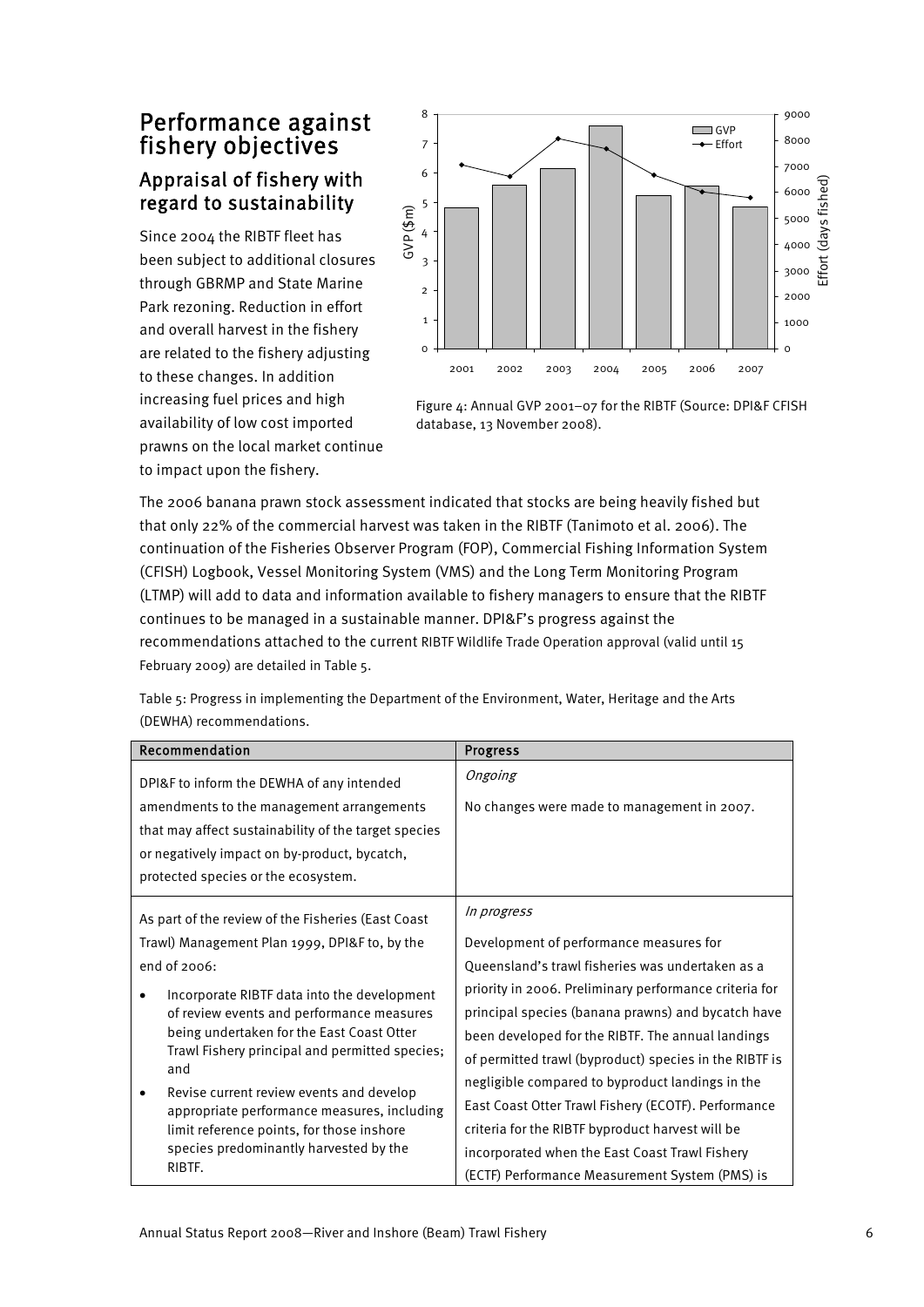## Performance against fishery objectives

### Appraisal of fishery with regard to sustainability

Since 2004 the RIBTF fleet has been subject to additional closures through GBRMP and State Marine Park rezoning. Reduction in effort and overall harvest in the fishery are related to the fishery adjusting to these changes. In addition increasing fuel prices and high availability of low cost imported prawns on the local market continue to impact upon the fishery.

Figure 4: Annual GVP 2001–07 for the RIBTF (Source: DPI&F CFISH database, 13 November 2008).

The 2006 banana prawn stock assessment indicated that stocks are being heavily fished but that only 22% of the commercial harvest was taken in the RIBTF (Tanimoto et al. 2006). The continuation of the Fisheries Observer Program (FOP), Commercial Fishing Information System (CFISH) Logbook, Vessel Monitoring System (VMS) and the Long Term Monitoring Program (LTMP) will add to data and information available to fishery managers to ensure that the RIBTF continues to be managed in a sustainable manner. DPI&F's progress against the recommendations attached to the current RIBTF Wildlife Trade Operation approval (valid until 15 February 2009) are detailed in Table 5.

Table 5: Progress in implementing the Department of the Environment, Water, Heritage and the Arts (DEWHA) recommendations.

| Recommendation | Progress |
|---|---|
| DPI&F to inform the DEWHA of any intended amendments to the management arrangements that may affect sustainability of the target species or negatively impact on by-product, bycatch, protected species or the ecosystem. | *Ongoing*<br><br>No changes were made to management in 2007. |
| As part of the review of the Fisheries (East Coast Trawl) Management Plan 1999, DPI&F to, by the end of 2006:<br>• Incorporate RIBTF data into the development of review events and performance measures being undertaken for the East Coast Otter Trawl Fishery principal and permitted species; and<br>• Revise current review events and develop appropriate performance measures, including limit reference points, for those inshore species predominantly harvested by the RIBTF. | *In progress*<br><br>Development of performance measures for Queensland's trawl fisheries was undertaken as a priority in 2006. Preliminary performance criteria for principal species (banana prawns) and bycatch have been developed for the RIBTF. The annual landings of permitted trawl (byproduct) species in the RIBTF is negligible compared to byproduct landings in the East Coast Otter Trawl Fishery (ECOTF). Performance criteria for the RIBTF byproduct harvest will be incorporated when the East Coast Trawl Fishery (ECTF) Performance Measurement System (PMS) is |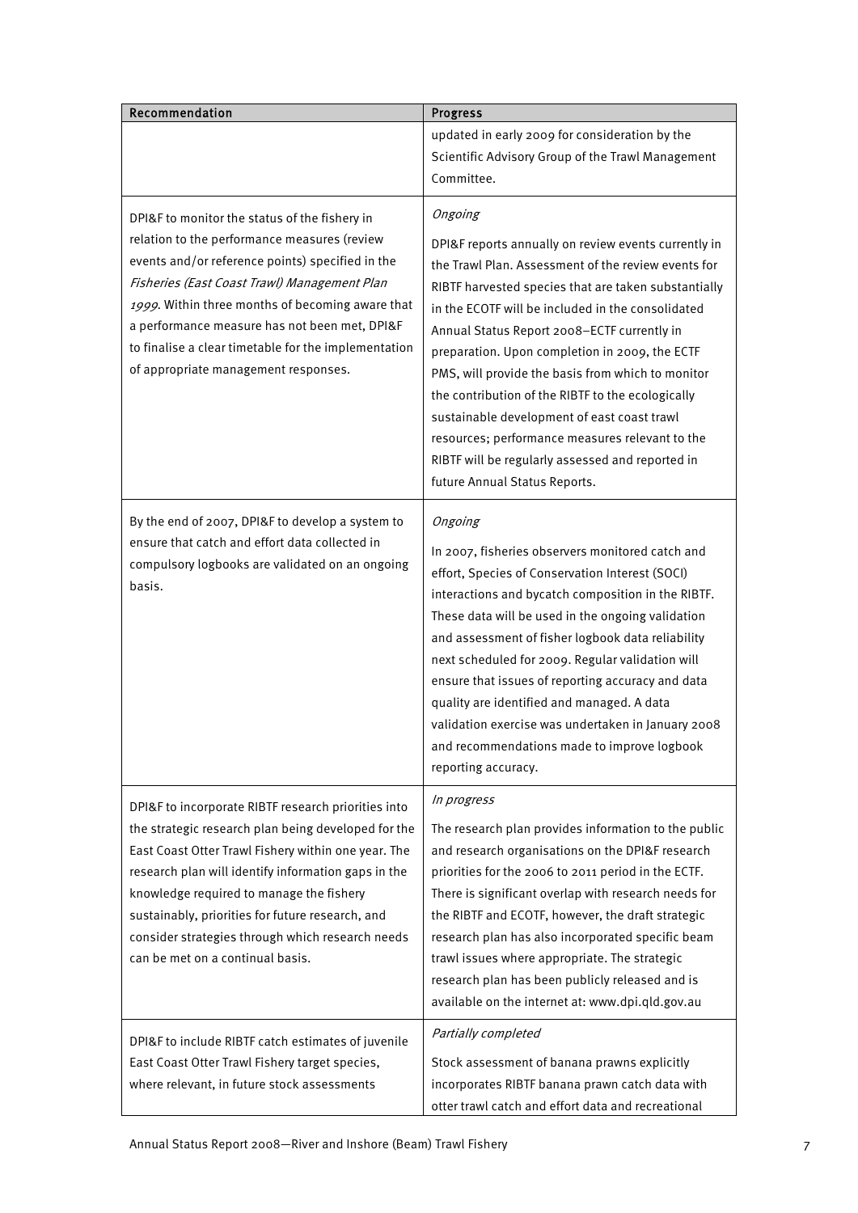| Recommendation | Progress |
|---|---|
| | updated in early 2009 for consideration by the Scientific Advisory Group of the Trawl Management Committee. |
| DPI&F to monitor the status of the fishery in relation to the performance measures (review events and/or reference points) specified in the *Fisheries (East Coast Trawl) Management Plan 1999*. Within three months of becoming aware that a performance measure has not been met, DPI&F to finalise a clear timetable for the implementation of appropriate management responses. | *Ongoing*<br><br>DPI&F reports annually on review events currently in the Trawl Plan. Assessment of the review events for RIBTF harvested species that are taken substantially in the ECOTF will be included in the consolidated Annual Status Report 2008–ECTF currently in preparation. Upon completion in 2009, the ECTF PMS, will provide the basis from which to monitor the contribution of the RIBTF to the ecologically sustainable development of east coast trawl resources; performance measures relevant to the RIBTF will be regularly assessed and reported in future Annual Status Reports. |
| By the end of 2007, DPI&F to develop a system to ensure that catch and effort data collected in compulsory logbooks are validated on an ongoing basis. | *Ongoing*<br><br>In 2007, fisheries observers monitored catch and effort, Species of Conservation Interest (SOCI) interactions and bycatch composition in the RIBTF. These data will be used in the ongoing validation and assessment of fisher logbook data reliability next scheduled for 2009. Regular validation will ensure that issues of reporting accuracy and data quality are identified and managed. A data validation exercise was undertaken in January 2008 and recommendations made to improve logbook reporting accuracy. |
| DPI&F to incorporate RIBTF research priorities into the strategic research plan being developed for the East Coast Otter Trawl Fishery within one year. The research plan will identify information gaps in the knowledge required to manage the fishery sustainably, priorities for future research, and consider strategies through which research needs can be met on a continual basis. | *In progress*<br><br>The research plan provides information to the public and research organisations on the DPI&F research priorities for the 2006 to 2011 period in the ECTF. There is significant overlap with research needs for the RIBTF and ECOTF, however, the draft strategic research plan has also incorporated specific beam trawl issues where appropriate. The strategic research plan has been publicly released and is available on the internet at: www.dpi.qld.gov.au |
| DPI&F to include RIBTF catch estimates of juvenile East Coast Otter Trawl Fishery target species, where relevant, in future stock assessments | *Partially completed*<br><br>Stock assessment of banana prawns explicitly incorporates RIBTF banana prawn catch data with otter trawl catch and effort data and recreational |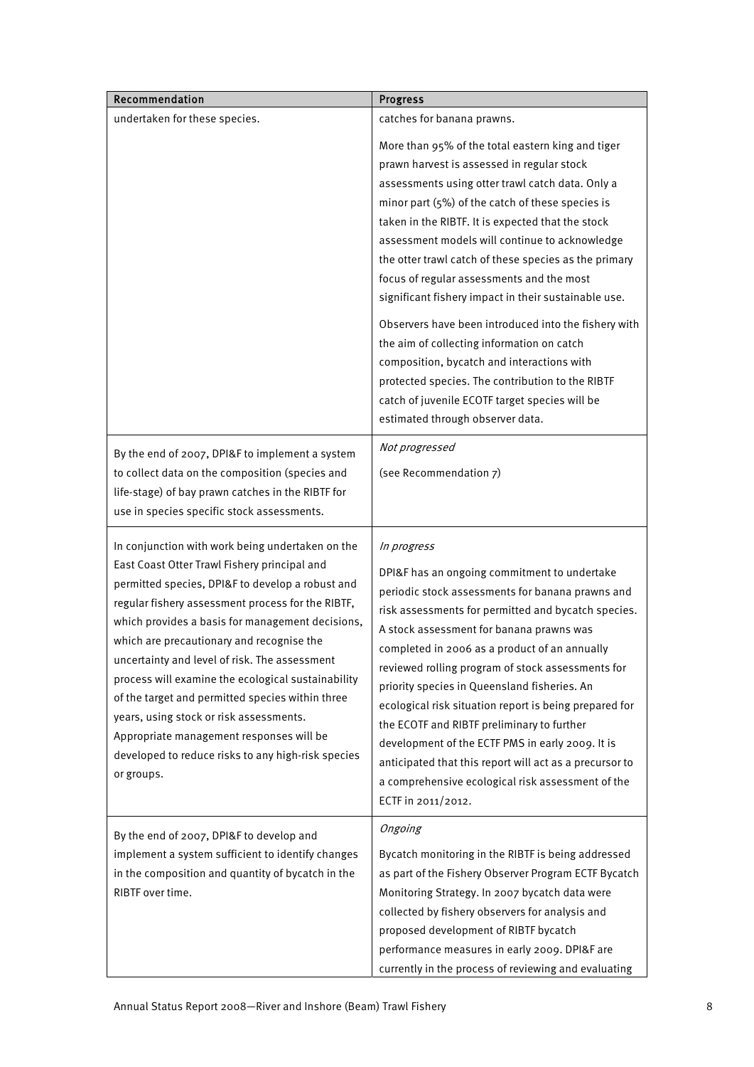| Recommendation | Progress |
|---|---|
| undertaken for these species. | catches for banana prawns.<br><br>More than 95% of the total eastern king and tiger prawn harvest is assessed in regular stock assessments using otter trawl catch data. Only a minor part (5%) of the catch of these species is taken in the RIBTF. It is expected that the stock assessment models will continue to acknowledge the otter trawl catch of these species as the primary focus of regular assessments and the most significant fishery impact in their sustainable use.<br><br>Observers have been introduced into the fishery with the aim of collecting information on catch composition, bycatch and interactions with protected species. The contribution to the RIBTF catch of juvenile ECOTF target species will be estimated through observer data. |
| By the end of 2007, DPI&F to implement a system to collect data on the composition (species and life-stage) of bay prawn catches in the RIBTF for use in species specific stock assessments. | *Not progressed*<br><br>(see Recommendation 7) |
| In conjunction with work being undertaken on the East Coast Otter Trawl Fishery principal and permitted species, DPI&F to develop a robust and regular fishery assessment process for the RIBTF, which provides a basis for management decisions, which are precautionary and recognise the uncertainty and level of risk. The assessment process will examine the ecological sustainability of the target and permitted species within three years, using stock or risk assessments. Appropriate management responses will be developed to reduce risks to any high-risk species or groups. | *In progress*<br><br>DPI&F has an ongoing commitment to undertake periodic stock assessments for banana prawns and risk assessments for permitted and bycatch species. A stock assessment for banana prawns was completed in 2006 as a product of an annually reviewed rolling program of stock assessments for priority species in Queensland fisheries. An ecological risk situation report is being prepared for the ECOTF and RIBTF preliminary to further development of the ECTF PMS in early 2009. It is anticipated that this report will act as a precursor to a comprehensive ecological risk assessment of the ECTF in 2011/2012. |
| By the end of 2007, DPI&F to develop and implement a system sufficient to identify changes in the composition and quantity of bycatch in the RIBTF over time. | *Ongoing*<br><br>Bycatch monitoring in the RIBTF is being addressed as part of the Fishery Observer Program ECTF Bycatch Monitoring Strategy. In 2007 bycatch data were collected by fishery observers for analysis and proposed development of RIBTF bycatch performance measures in early 2009. DPI&F are currently in the process of reviewing and evaluating |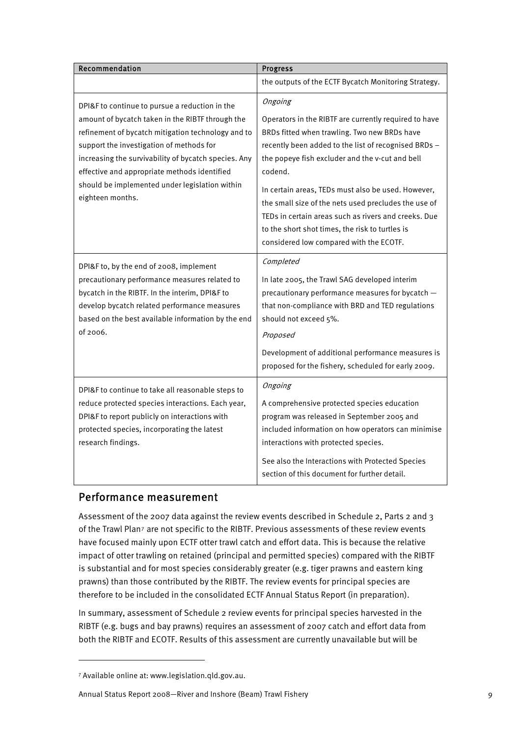| Recommendation | Progress |
|---|---|
| | the outputs of the ECTF Bycatch Monitoring Strategy. |
| DPI&F to continue to pursue a reduction in the amount of bycatch taken in the RIBTF through the refinement of bycatch mitigation technology and to support the investigation of methods for increasing the survivability of bycatch species. Any effective and appropriate methods identified should be implemented under legislation within eighteen months. | *Ongoing*<br><br>Operators in the RIBTF are currently required to have BRDs fitted when trawling. Two new BRDs have recently been added to the list of recognised BRDs – the popeye fish excluder and the v-cut and bell codend.<br><br>In certain areas, TEDs must also be used. However, the small size of the nets used precludes the use of TEDs in certain areas such as rivers and creeks. Due to the short shot times, the risk to turtles is considered low compared with the ECOTF. |
| DPI&F to, by the end of 2008, implement precautionary performance measures related to bycatch in the RIBTF. In the interim, DPI&F to develop bycatch related performance measures based on the best available information by the end of 2006. | *Completed*<br><br>In late 2005, the Trawl SAG developed interim precautionary performance measures for bycatch — that non-compliance with BRD and TED regulations should not exceed 5%.<br><br>*Proposed*<br><br>Development of additional performance measures is proposed for the fishery, scheduled for early 2009. |
| DPI&F to continue to take all reasonable steps to reduce protected species interactions. Each year, DPI&F to report publicly on interactions with protected species, incorporating the latest research findings. | *Ongoing*<br><br>A comprehensive protected species education program was released in September 2005 and included information on how operators can minimise interactions with protected species.<br><br>See also the Interactions with Protected Species section of this document for further detail. |

## Performance measurement

Assessment of the 2007 data against the review events described in Schedule 2, Parts 2 and 3 of the Trawl Plan[7] are not specific to the RIBTF. Previous assessments of these review events have focused mainly upon ECTF otter trawl catch and effort data. This is because the relative impact of otter trawling on retained (principal and permitted species) compared with the RIBTF is substantial and for most species considerably greater (e.g. tiger prawns and eastern king prawns) than those contributed by the RIBTF. The review events for principal species are therefore to be included in the consolidated ECTF Annual Status Report (in preparation).

In summary, assessment of Schedule 2 review events for principal species harvested in the RIBTF (e.g. bugs and bay prawns) requires an assessment of 2007 catch and effort data from both the RIBTF and ECOTF. Results of this assessment are currently unavailable but will be

[7] Available online at: www.legislation.qld.gov.au.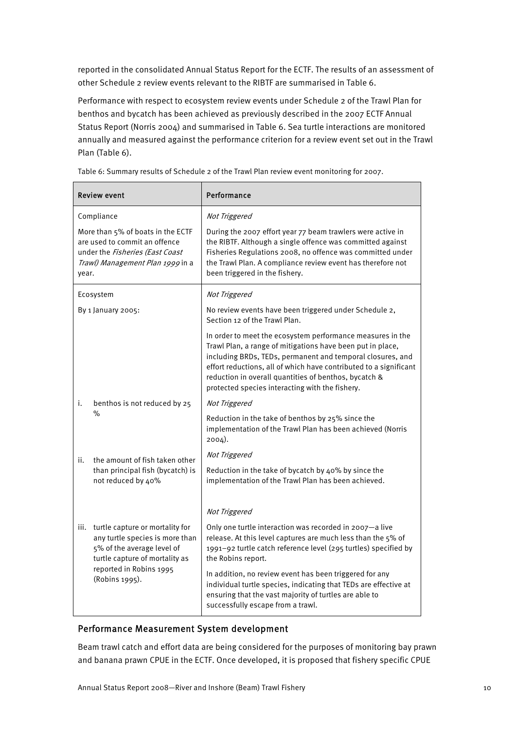reported in the consolidated Annual Status Report for the ECTF. The results of an assessment of other Schedule 2 review events relevant to the RIBTF are summarised in Table 6.

Performance with respect to ecosystem review events under Schedule 2 of the Trawl Plan for benthos and bycatch has been achieved as previously described in the 2007 ECTF Annual Status Report (Norris 2004) and summarised in Table 6. Sea turtle interactions are monitored annually and measured against the performance criterion for a review event set out in the Trawl Plan (Table 6).

Table 6: Summary results of Schedule 2 of the Trawl Plan review event monitoring for 2007.

| Review event | Performance |
|---|---|
| Compliance<br><br>More than 5% of boats in the ECTF are used to commit an offence under the *Fisheries (East Coast Trawl) Management Plan 1999* in a year. | *Not Triggered*<br><br>During the 2007 effort year 77 beam trawlers were active in the RIBTF. Although a single offence was committed against Fisheries Regulations 2008, no offence was committed under the Trawl Plan. A compliance review event has therefore not been triggered in the fishery. |
| Ecosystem<br><br>By 1 January 2005: | *Not Triggered*<br><br>No review events have been triggered under Schedule 2, Section 12 of the Trawl Plan.<br><br>In order to meet the ecosystem performance measures in the Trawl Plan, a range of mitigations have been put in place, including BRDs, TEDs, permanent and temporal closures, and effort reductions, all of which have contributed to a significant reduction in overall quantities of benthos, bycatch & protected species interacting with the fishery. |
| i. benthos is not reduced by 25 % | *Not Triggered*<br><br>Reduction in the take of benthos by 25% since the implementation of the Trawl Plan has been achieved (Norris 2004). |
| ii. the amount of fish taken other than principal fish (bycatch) is not reduced by 40% | *Not Triggered*<br><br>Reduction in the take of bycatch by 40% by since the implementation of the Trawl Plan has been achieved. |
| iii. turtle capture or mortality for any turtle species is more than 5% of the average level of turtle capture of mortality as reported in Robins 1995 (Robins 1995). | *Not Triggered*<br><br>Only one turtle interaction was recorded in 2007—a live release. At this level captures are much less than the 5% of 1991–92 turtle catch reference level (295 turtles) specified by the Robins report.<br><br>In addition, no review event has been triggered for any individual turtle species, indicating that TEDs are effective at ensuring that the vast majority of turtles are able to successfully escape from a trawl. |

### Performance Measurement System development

Beam trawl catch and effort data are being considered for the purposes of monitoring bay prawn and banana prawn CPUE in the ECTF. Once developed, it is proposed that fishery specific CPUE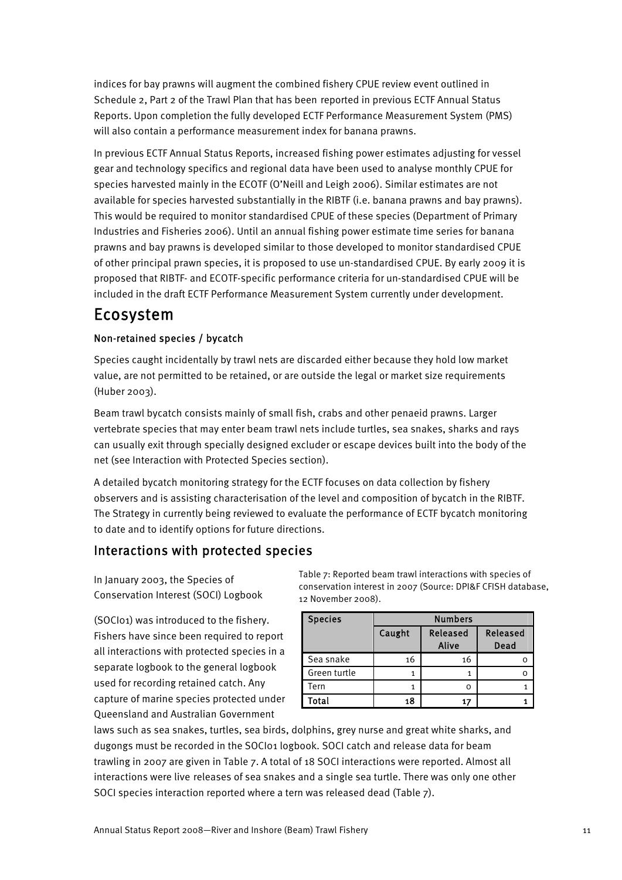indices for bay prawns will augment the combined fishery CPUE review event outlined in Schedule 2, Part 2 of the Trawl Plan that has been reported in previous ECTF Annual Status Reports. Upon completion the fully developed ECTF Performance Measurement System (PMS) will also contain a performance measurement index for banana prawns.

In previous ECTF Annual Status Reports, increased fishing power estimates adjusting for vessel gear and technology specifics and regional data have been used to analyse monthly CPUE for species harvested mainly in the ECOTF (O'Neill and Leigh 2006). Similar estimates are not available for species harvested substantially in the RIBTF (i.e. banana prawns and bay prawns). This would be required to monitor standardised CPUE of these species (Department of Primary Industries and Fisheries 2006). Until an annual fishing power estimate time series for banana prawns and bay prawns is developed similar to those developed to monitor standardised CPUE of other principal prawn species, it is proposed to use un-standardised CPUE. By early 2009 it is proposed that RIBTF- and ECOTF-specific performance criteria for un-standardised CPUE will be included in the draft ECTF Performance Measurement System currently under development.

# Ecosystem

### Non-retained species / bycatch

Species caught incidentally by trawl nets are discarded either because they hold low market value, are not permitted to be retained, or are outside the legal or market size requirements (Huber 2003).

Beam trawl bycatch consists mainly of small fish, crabs and other penaeid prawns. Larger vertebrate species that may enter beam trawl nets include turtles, sea snakes, sharks and rays can usually exit through specially designed excluder or escape devices built into the body of the net (see Interaction with Protected Species section).

A detailed bycatch monitoring strategy for the ECTF focuses on data collection by fishery observers and is assisting characterisation of the level and composition of bycatch in the RIBTF. The Strategy in currently being reviewed to evaluate the performance of ECTF bycatch monitoring to date and to identify options for future directions.

## Interactions with protected species

In January 2003, the Species of Conservation Interest (SOCI) Logbook (SOCI01) was introduced to the fishery. Fishers have since been required to report all interactions with protected species in a separate logbook to the general logbook used for recording retained catch. Any capture of marine species protected under Queensland and Australian Government laws such as sea snakes, turtles, sea birds, dolphins, grey nurse and great white sharks, and dugongs must be recorded in the SOCI01 logbook. SOCI catch and release data for beam trawling in 2007 are given in Table 7. A total of 18 SOCI interactions were reported. Almost all interactions were live releases of sea snakes and a single sea turtle. There was only one other SOCI species interaction reported where a tern was released dead (Table 7).

Table 7: Reported beam trawl interactions with species of conservation interest in 2007 (Source: DPI&F CFISH database, 12 November 2008).

| Species | Numbers | | |
|---|---|---|---|
| | Caught | Released Alive | Released Dead |
| Sea snake | 16 | 16 | 0 |
| Green turtle | 1 | 1 | 0 |
| Tern | 1 | 0 | 1 |
| **Total** | **18** | **17** | **1** |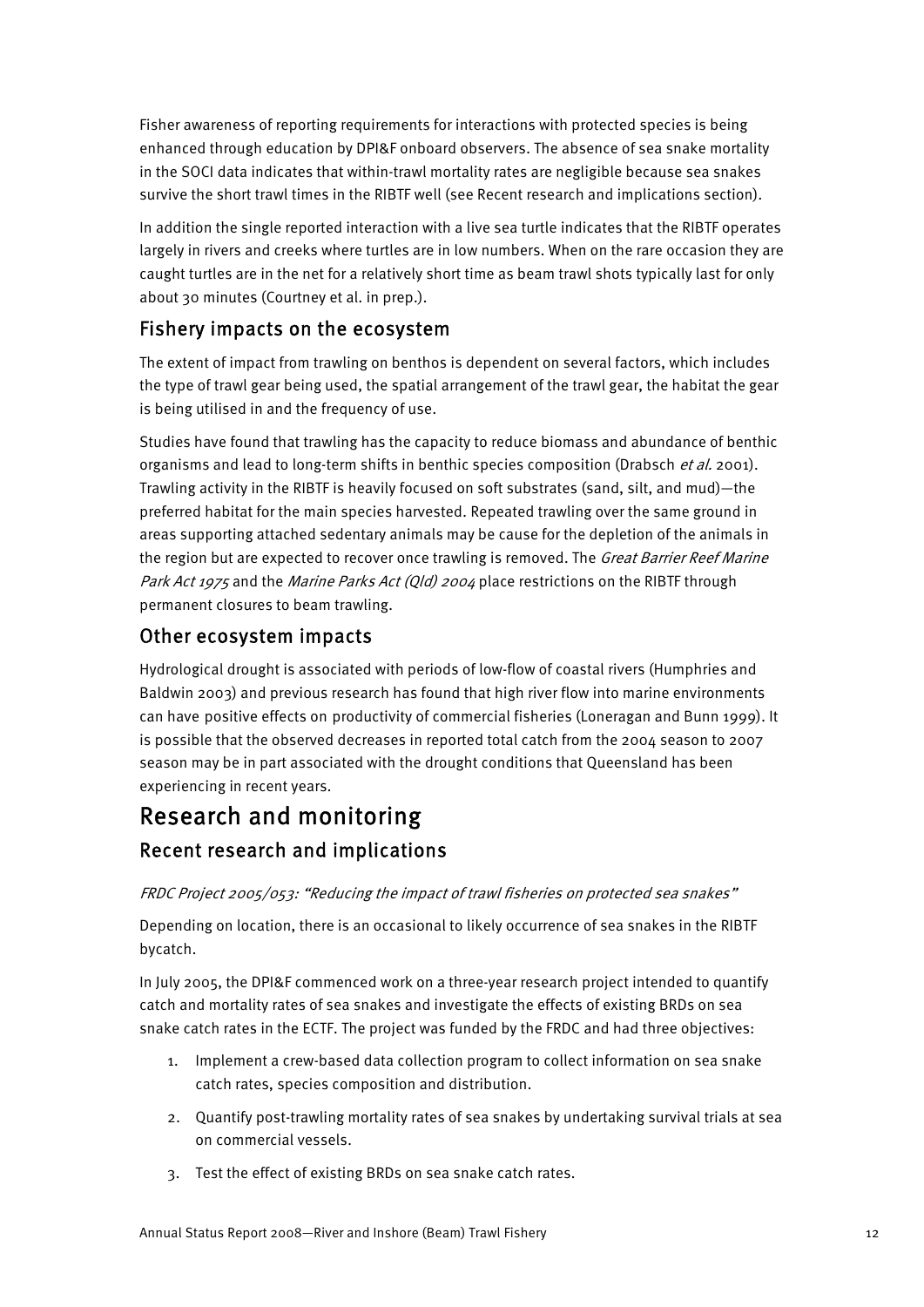Fisher awareness of reporting requirements for interactions with protected species is being enhanced through education by DPI&F onboard observers. The absence of sea snake mortality in the SOCI data indicates that within-trawl mortality rates are negligible because sea snakes survive the short trawl times in the RIBTF well (see Recent research and implications section).

In addition the single reported interaction with a live sea turtle indicates that the RIBTF operates largely in rivers and creeks where turtles are in low numbers. When on the rare occasion they are caught turtles are in the net for a relatively short time as beam trawl shots typically last for only about 30 minutes (Courtney et al. in prep.).

## Fishery impacts on the ecosystem

The extent of impact from trawling on benthos is dependent on several factors, which includes the type of trawl gear being used, the spatial arrangement of the trawl gear, the habitat the gear is being utilised in and the frequency of use.

Studies have found that trawling has the capacity to reduce biomass and abundance of benthic organisms and lead to long-term shifts in benthic species composition (Drabsch *et al.* 2001). Trawling activity in the RIBTF is heavily focused on soft substrates (sand, silt, and mud)—the preferred habitat for the main species harvested. Repeated trawling over the same ground in areas supporting attached sedentary animals may be cause for the depletion of the animals in the region but are expected to recover once trawling is removed. The *Great Barrier Reef Marine Park Act 1975* and the *Marine Parks Act (Qld) 2004* place restrictions on the RIBTF through permanent closures to beam trawling.

## Other ecosystem impacts

Hydrological drought is associated with periods of low-flow of coastal rivers (Humphries and Baldwin 2003) and previous research has found that high river flow into marine environments can have positive effects on productivity of commercial fisheries (Loneragan and Bunn 1999). It is possible that the observed decreases in reported total catch from the 2004 season to 2007 season may be in part associated with the drought conditions that Queensland has been experiencing in recent years.

# Research and monitoring

## Recent research and implications

*FRDC Project 2005/053: "Reducing the impact of trawl fisheries on protected sea snakes"*

Depending on location, there is an occasional to likely occurrence of sea snakes in the RIBTF bycatch.

In July 2005, the DPI&F commenced work on a three-year research project intended to quantify catch and mortality rates of sea snakes and investigate the effects of existing BRDs on sea snake catch rates in the ECTF. The project was funded by the FRDC and had three objectives:

1. Implement a crew-based data collection program to collect information on sea snake catch rates, species composition and distribution.
2. Quantify post-trawling mortality rates of sea snakes by undertaking survival trials at sea on commercial vessels.
3. Test the effect of existing BRDs on sea snake catch rates.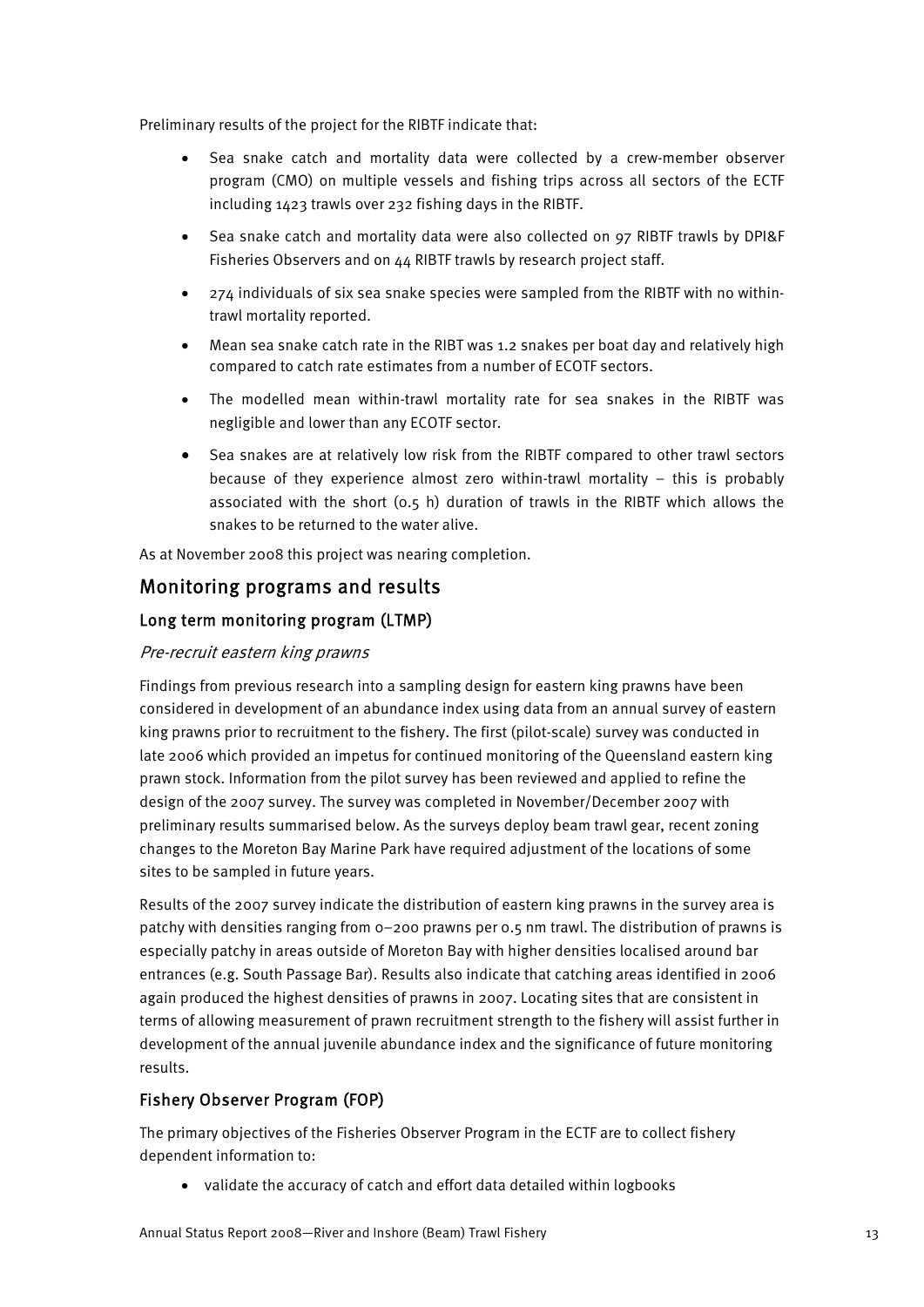Preliminary results of the project for the RIBTF indicate that:

- Sea snake catch and mortality data were collected by a crew-member observer program (CMO) on multiple vessels and fishing trips across all sectors of the ECTF including 1423 trawls over 232 fishing days in the RIBTF.
- Sea snake catch and mortality data were also collected on 97 RIBTF trawls by DPI&F Fisheries Observers and on 44 RIBTF trawls by research project staff.
- 274 individuals of six sea snake species were sampled from the RIBTF with no within-trawl mortality reported.
- Mean sea snake catch rate in the RIBT was 1.2 snakes per boat day and relatively high compared to catch rate estimates from a number of ECOTF sectors.
- The modelled mean within-trawl mortality rate for sea snakes in the RIBTF was negligible and lower than any ECOTF sector.
- Sea snakes are at relatively low risk from the RIBTF compared to other trawl sectors because of they experience almost zero within-trawl mortality – this is probably associated with the short (0.5 h) duration of trawls in the RIBTF which allows the snakes to be returned to the water alive.

As at November 2008 this project was nearing completion.

## Monitoring programs and results

### Long term monitoring program (LTMP)

*Pre-recruit eastern king prawns*

Findings from previous research into a sampling design for eastern king prawns have been considered in development of an abundance index using data from an annual survey of eastern king prawns prior to recruitment to the fishery. The first (pilot-scale) survey was conducted in late 2006 which provided an impetus for continued monitoring of the Queensland eastern king prawn stock. Information from the pilot survey has been reviewed and applied to refine the design of the 2007 survey. The survey was completed in November/December 2007 with preliminary results summarised below. As the surveys deploy beam trawl gear, recent zoning changes to the Moreton Bay Marine Park have required adjustment of the locations of some sites to be sampled in future years.

Results of the 2007 survey indicate the distribution of eastern king prawns in the survey area is patchy with densities ranging from 0–200 prawns per 0.5 nm trawl. The distribution of prawns is especially patchy in areas outside of Moreton Bay with higher densities localised around bar entrances (e.g. South Passage Bar). Results also indicate that catching areas identified in 2006 again produced the highest densities of prawns in 2007. Locating sites that are consistent in terms of allowing measurement of prawn recruitment strength to the fishery will assist further in development of the annual juvenile abundance index and the significance of future monitoring results.

### Fishery Observer Program (FOP)

The primary objectives of the Fisheries Observer Program in the ECTF are to collect fishery dependent information to:

- validate the accuracy of catch and effort data detailed within logbooks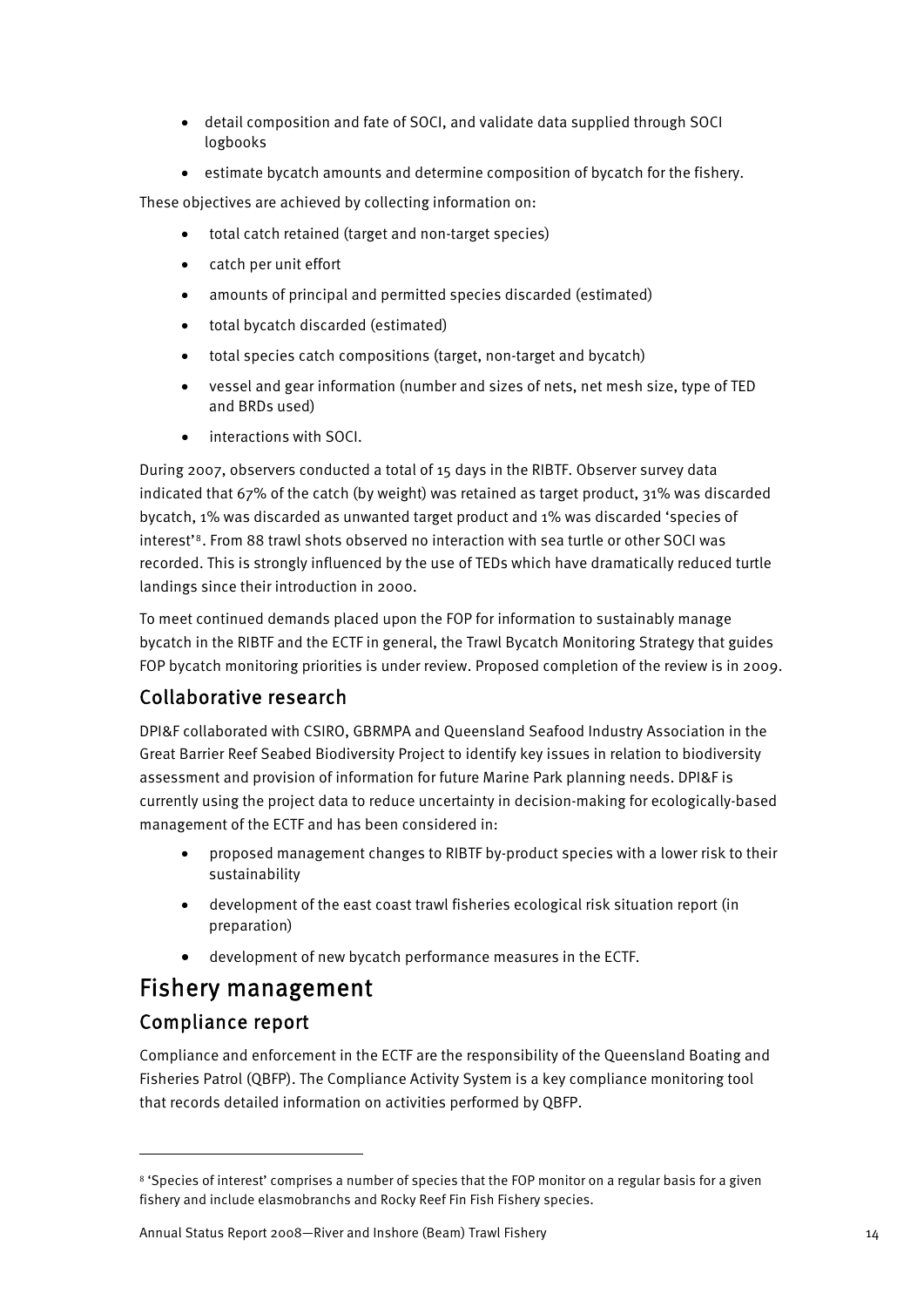- detail composition and fate of SOCI, and validate data supplied through SOCI logbooks
- estimate bycatch amounts and determine composition of bycatch for the fishery.

These objectives are achieved by collecting information on:

- total catch retained (target and non-target species)
- catch per unit effort
- amounts of principal and permitted species discarded (estimated)
- total bycatch discarded (estimated)
- total species catch compositions (target, non-target and bycatch)
- vessel and gear information (number and sizes of nets, net mesh size, type of TED and BRDs used)
- interactions with SOCI.

During 2007, observers conducted a total of 15 days in the RIBTF. Observer survey data indicated that 67% of the catch (by weight) was retained as target product, 31% was discarded bycatch, 1% was discarded as unwanted target product and 1% was discarded 'species of interest'[8]. From 88 trawl shots observed no interaction with sea turtle or other SOCI was recorded. This is strongly influenced by the use of TEDs which have dramatically reduced turtle landings since their introduction in 2000.

To meet continued demands placed upon the FOP for information to sustainably manage bycatch in the RIBTF and the ECTF in general, the Trawl Bycatch Monitoring Strategy that guides FOP bycatch monitoring priorities is under review. Proposed completion of the review is in 2009.

### Collaborative research

DPI&F collaborated with CSIRO, GBRMPA and Queensland Seafood Industry Association in the Great Barrier Reef Seabed Biodiversity Project to identify key issues in relation to biodiversity assessment and provision of information for future Marine Park planning needs. DPI&F is currently using the project data to reduce uncertainty in decision-making for ecologically-based management of the ECTF and has been considered in:

- proposed management changes to RIBTF by-product species with a lower risk to their sustainability
- development of the east coast trawl fisheries ecological risk situation report (in preparation)
- development of new bycatch performance measures in the ECTF.

## Fishery management

### Compliance report

Compliance and enforcement in the ECTF are the responsibility of the Queensland Boating and Fisheries Patrol (QBFP). The Compliance Activity System is a key compliance monitoring tool that records detailed information on activities performed by QBFP.

---

[8] 'Species of interest' comprises a number of species that the FOP monitor on a regular basis for a given fishery and include elasmobranchs and Rocky Reef Fin Fish Fishery species.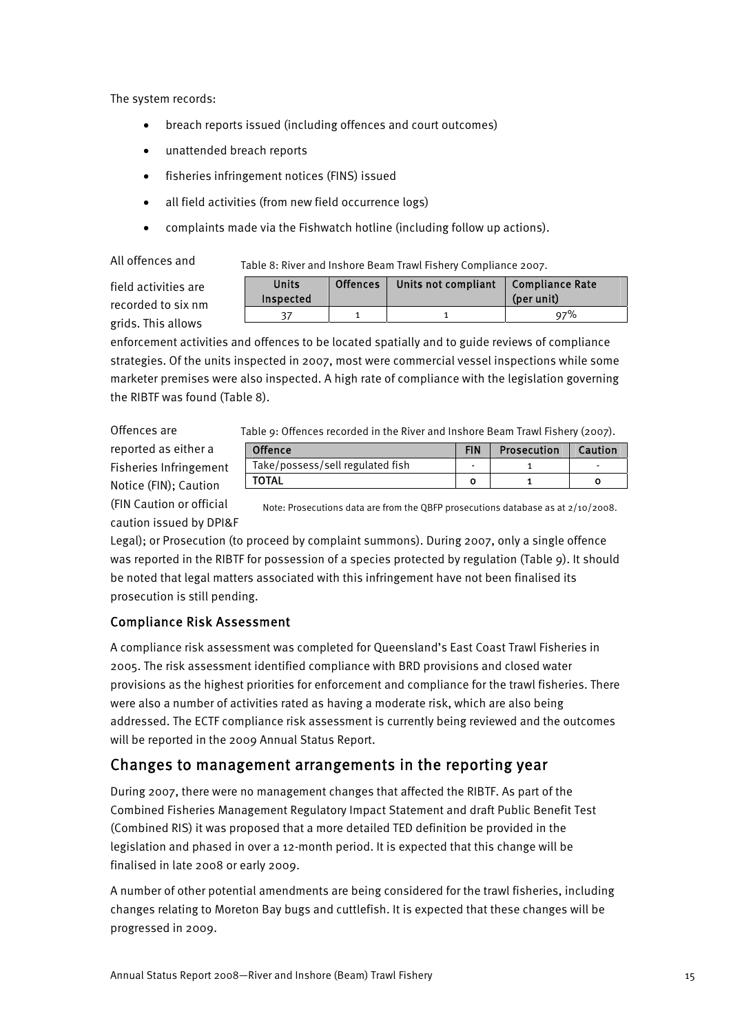The system records:

- breach reports issued (including offences and court outcomes)
- unattended breach reports
- fisheries infringement notices (FINS) issued
- all field activities (from new field occurrence logs)
- complaints made via the Fishwatch hotline (including follow up actions).

All offences and field activities are recorded to six nm grids. This allows enforcement activities and offences to be located spatially and to guide reviews of compliance strategies. Of the units inspected in 2007, most were commercial vessel inspections while some marketer premises were also inspected. A high rate of compliance with the legislation governing the RIBTF was found (Table 8).

Table 8: River and Inshore Beam Trawl Fishery Compliance 2007.

| Units Inspected | Offences | Units not compliant | Compliance Rate (per unit) |
|---|---|---|---|
| 37 | 1 | 1 | 97% |

Offences are reported as either a Fisheries Infringement Notice (FIN); Caution (FIN Caution or official caution issued by DPI&F Legal); or Prosecution (to proceed by complaint summons). During 2007, only a single offence was reported in the RIBTF for possession of a species protected by regulation (Table 9). It should be noted that legal matters associated with this infringement have not been finalised its prosecution is still pending.

Table 9: Offences recorded in the River and Inshore Beam Trawl Fishery (2007).

| Offence | FIN | Prosecution | Caution |
|---|---|---|---|
| Take/possess/sell regulated fish | - | 1 | - |
| **TOTAL** | **0** | **1** | **0** |

Note: Prosecutions data are from the QBFP prosecutions database as at 2/10/2008.

### Compliance Risk Assessment

A compliance risk assessment was completed for Queensland's East Coast Trawl Fisheries in 2005. The risk assessment identified compliance with BRD provisions and closed water provisions as the highest priorities for enforcement and compliance for the trawl fisheries. There were also a number of activities rated as having a moderate risk, which are also being addressed. The ECTF compliance risk assessment is currently being reviewed and the outcomes will be reported in the 2009 Annual Status Report.

## Changes to management arrangements in the reporting year

During 2007, there were no management changes that affected the RIBTF. As part of the Combined Fisheries Management Regulatory Impact Statement and draft Public Benefit Test (Combined RIS) it was proposed that a more detailed TED definition be provided in the legislation and phased in over a 12-month period. It is expected that this change will be finalised in late 2008 or early 2009.

A number of other potential amendments are being considered for the trawl fisheries, including changes relating to Moreton Bay bugs and cuttlefish. It is expected that these changes will be progressed in 2009.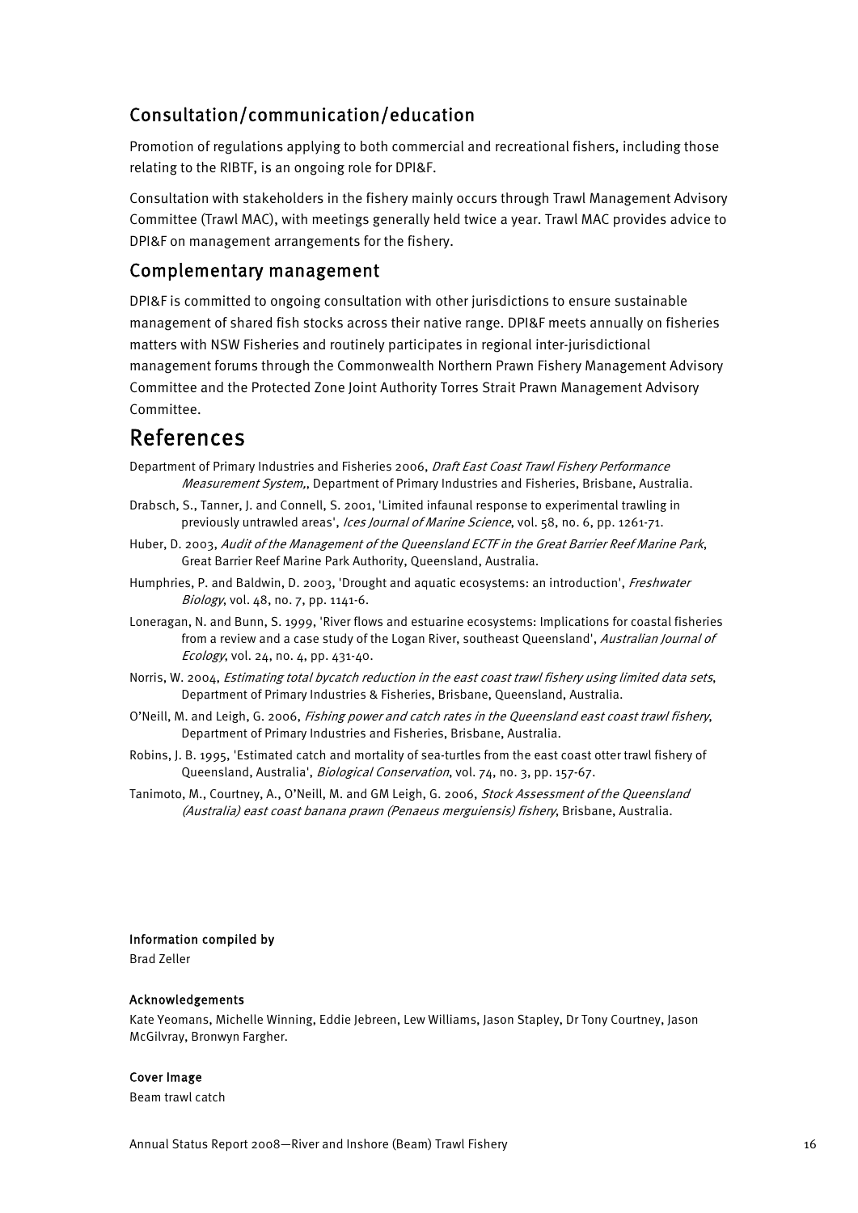## Consultation/communication/education

Promotion of regulations applying to both commercial and recreational fishers, including those relating to the RIBTF, is an ongoing role for DPI&F.

Consultation with stakeholders in the fishery mainly occurs through Trawl Management Advisory Committee (Trawl MAC), with meetings generally held twice a year. Trawl MAC provides advice to DPI&F on management arrangements for the fishery.

## Complementary management

DPI&F is committed to ongoing consultation with other jurisdictions to ensure sustainable management of shared fish stocks across their native range. DPI&F meets annually on fisheries matters with NSW Fisheries and routinely participates in regional inter-jurisdictional management forums through the Commonwealth Northern Prawn Fishery Management Advisory Committee and the Protected Zone Joint Authority Torres Strait Prawn Management Advisory Committee.

# References

Department of Primary Industries and Fisheries 2006, *Draft East Coast Trawl Fishery Performance Measurement System,*, Department of Primary Industries and Fisheries, Brisbane, Australia.

Drabsch, S., Tanner, J. and Connell, S. 2001, 'Limited infaunal response to experimental trawling in previously untrawled areas', *Ices Journal of Marine Science*, vol. 58, no. 6, pp. 1261-71.

Huber, D. 2003, *Audit of the Management of the Queensland ECTF in the Great Barrier Reef Marine Park*, Great Barrier Reef Marine Park Authority, Queensland, Australia.

Humphries, P. and Baldwin, D. 2003, 'Drought and aquatic ecosystems: an introduction', *Freshwater Biology*, vol. 48, no. 7, pp. 1141-6.

Loneragan, N. and Bunn, S. 1999, 'River flows and estuarine ecosystems: Implications for coastal fisheries from a review and a case study of the Logan River, southeast Queensland', *Australian Journal of Ecology*, vol. 24, no. 4, pp. 431-40.

Norris, W. 2004, *Estimating total bycatch reduction in the east coast trawl fishery using limited data sets*, Department of Primary Industries & Fisheries, Brisbane, Queensland, Australia.

O'Neill, M. and Leigh, G. 2006, *Fishing power and catch rates in the Queensland east coast trawl fishery*, Department of Primary Industries and Fisheries, Brisbane, Australia.

Robins, J. B. 1995, 'Estimated catch and mortality of sea-turtles from the east coast otter trawl fishery of Queensland, Australia', *Biological Conservation*, vol. 74, no. 3, pp. 157-67.

Tanimoto, M., Courtney, A., O'Neill, M. and GM Leigh, G. 2006, *Stock Assessment of the Queensland (Australia) east coast banana prawn (Penaeus merguiensis) fishery*, Brisbane, Australia.

**Information compiled by**

Brad Zeller

**Acknowledgements**

Kate Yeomans, Michelle Winning, Eddie Jebreen, Lew Williams, Jason Stapley, Dr Tony Courtney, Jason McGilvray, Bronwyn Fargher.

**Cover Image**

Beam trawl catch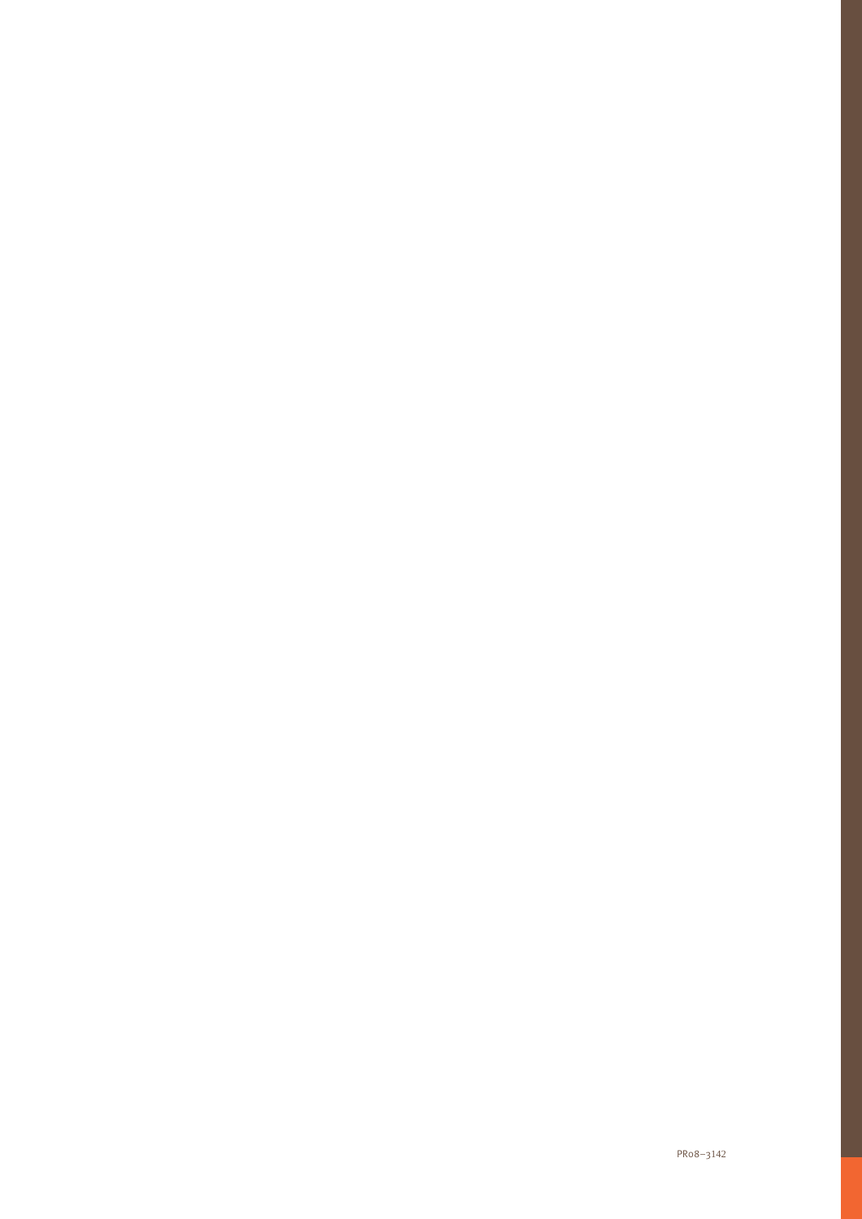PR08–3142